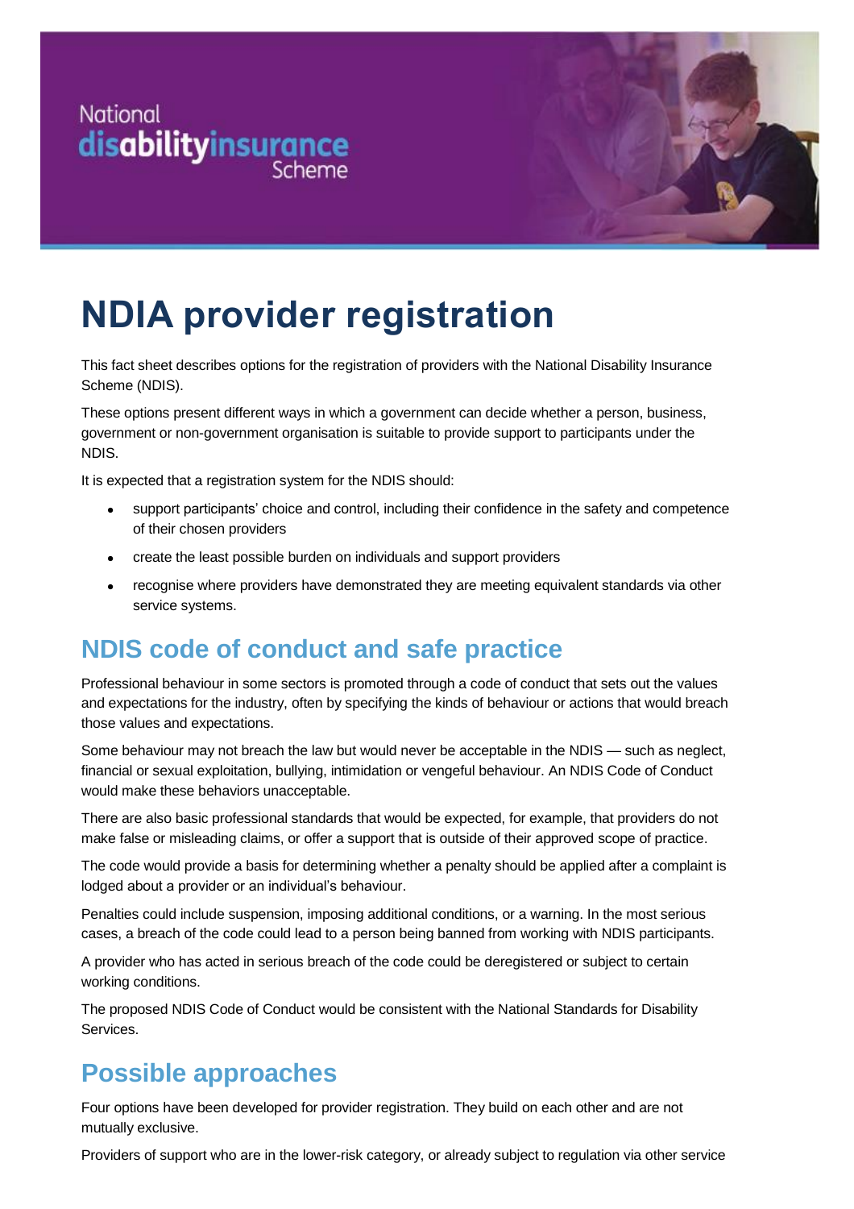# NDIA provider registration

This fact sheet describes options for the registration of providers with the National Disability Insurance Scheme (NDIS).

These options present different ways in which a government can decide whether a person, business, government or non-government organisation is suitable to provide support to participants under the NDIS.

It is expected that a registration system for the NDIS should:

- support participants' choice and control, including their confidence in the safety and competence of their chosen providers
- create the least possible burden on individuals and support providers
- recognise where providers have demonstrated they are meeting equivalent standards via other service systems.

## NDIS code of conduct and safe practice

Professional behaviour in some sectors is promoted through a code of conduct that sets out the values and expectations for the industry, often by specifying the kinds of behaviour or actions that would breach those values and expectations.

Some behaviour may not breach the law but would never be acceptable in the NDIS — such as neglect, financial or sexual exploitation, bullying, intimidation or vengeful behaviour. An NDIS Code of Conduct would make these behaviors unacceptable.

There are also basic professional standards that would be expected, for example, that providers do not make false or misleading claims, or offer a support that is outside of their approved scope of practice.

The code would provide a basis for determining whether a penalty should be applied after a complaint is lodged about a provider or an individual's behaviour.

Penalties could include suspension, imposing additional conditions, or a warning. In the most serious cases, a breach of the code could lead to a person being banned from working with NDIS participants.

A provider who has acted in serious breach of the code could be deregistered or subject to certain working conditions.

The proposed NDIS Code of Conduct would be consistent with the National Standards for Disability Services.

## Possible approaches

Four options have been developed for provider registration. They build on each other and are not mutually exclusive.

Providers of support who are in the lower-risk category, or already subject to regulation via other service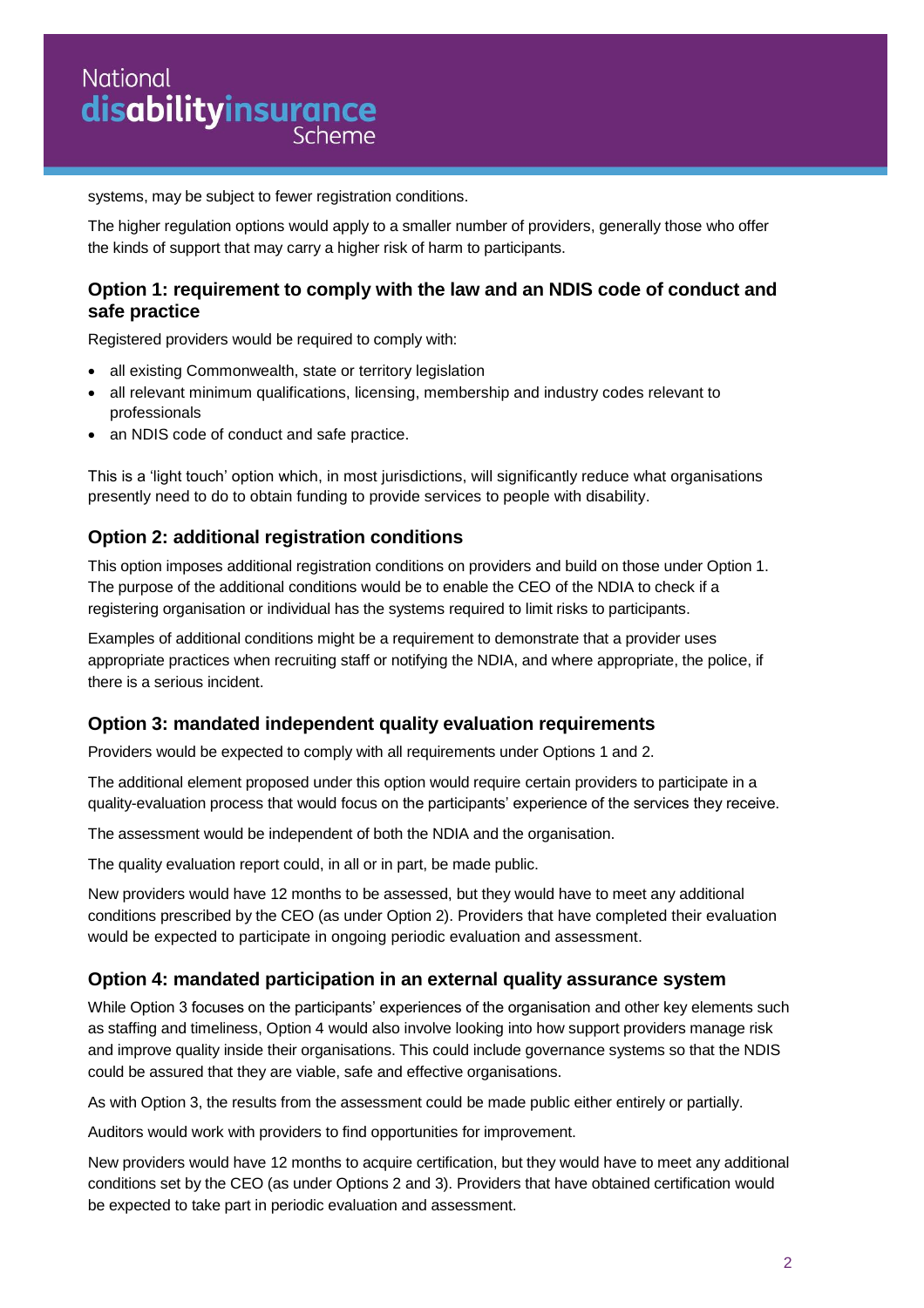systems, may be subject to fewer registration conditions.

The higher regulation options would apply to a smaller number of providers, generally those who offer the kinds of support that may carry a higher risk of harm to participants.

### Option 1: requirement to comply with the law and an NDIS code of conduct and safe practice

Registered providers would be required to comply with:

- all existing Commonwealth, state or territory legislation
- all relevant minimum qualifications, licensing, membership and industry codes relevant to professionals
- an NDIS code of conduct and safe practice.

This is a 'light touch' option which, in most jurisdictions, will significantly reduce what organisations presently need to do to obtain funding to provide services to people with disability.

### Option 2: additional registration conditions

This option imposes additional registration conditions on providers and build on those under Option 1. The purpose of the additional conditions would be to enable the CEO of the NDIA to check if a registering organisation or individual has the systems required to limit risks to participants.

Examples of additional conditions might be a requirement to demonstrate that a provider uses appropriate practices when recruiting staff or notifying the NDIA, and where appropriate, the police, if there is a serious incident.

### Option 3: mandated independent quality evaluation requirements

Providers would be expected to comply with all requirements under Options 1 and 2.

The additional element proposed under this option would require certain providers to participate in a quality-evaluation process that would focus on the participants' experience of the services they receive.

The assessment would be independent of both the NDIA and the organisation.

The quality evaluation report could, in all or in part, be made public.

New providers would have 12 months to be assessed, but they would have to meet any additional conditions prescribed by the CEO (as under Option 2). Providers that have completed their evaluation would be expected to participate in ongoing periodic evaluation and assessment.

### Option 4: mandated participation in an external quality assurance system

While Option 3 focuses on the participants' experiences of the organisation and other key elements such as staffing and timeliness, Option 4 would also involve looking into how support providers manage risk and improve quality inside their organisations. This could include governance systems so that the NDIS could be assured that they are viable, safe and effective organisations.

As with Option 3, the results from the assessment could be made public either entirely or partially.

Auditors would work with providers to find opportunities for improvement.

New providers would have 12 months to acquire certification, but they would have to meet any additional conditions set by the CEO (as under Options 2 and 3). Providers that have obtained certification would be expected to take part in periodic evaluation and assessment.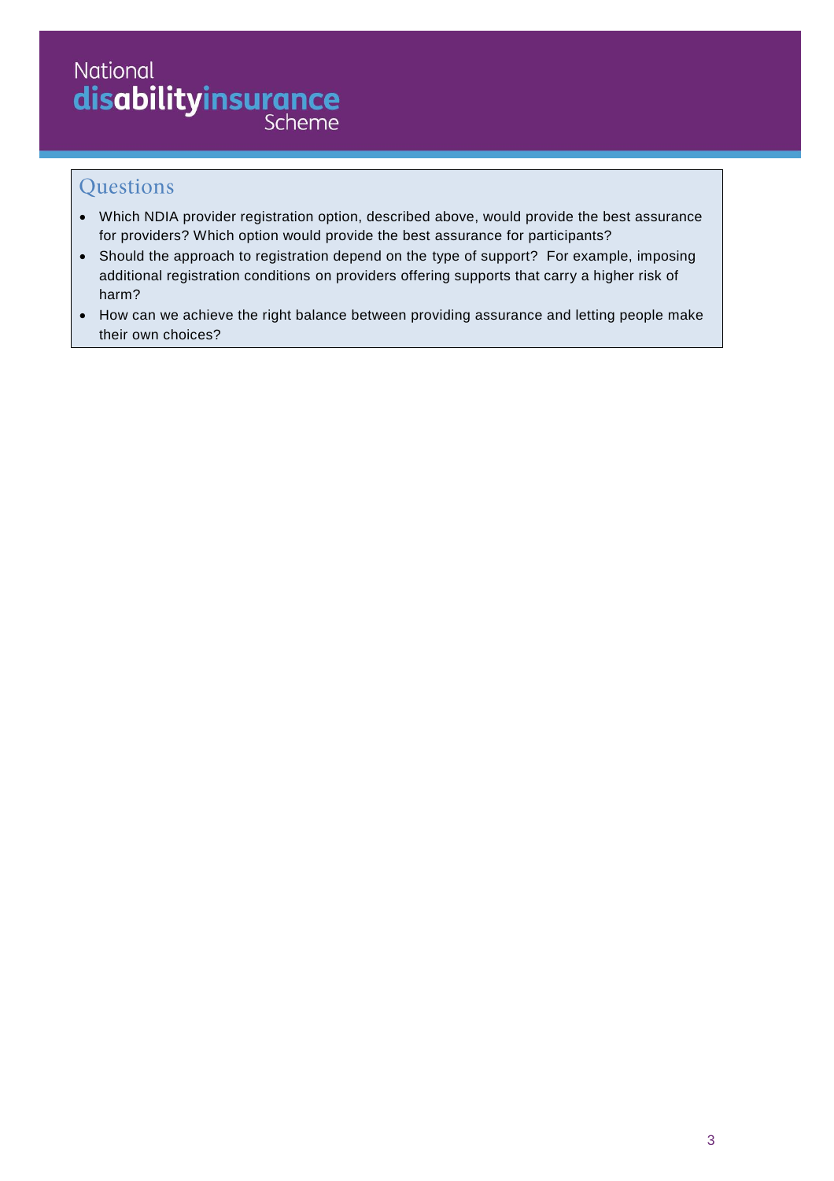## Questions

- Which NDIA provider registration option, described above, would provide the best assurance for providers? Which option would provide the best assurance for participants?
- Should the approach to registration depend on the type of support? For example, imposing additional registration conditions on providers offering supports that carry a higher risk of harm?
- How can we achieve the right balance between providing assurance and letting people make their own choices?